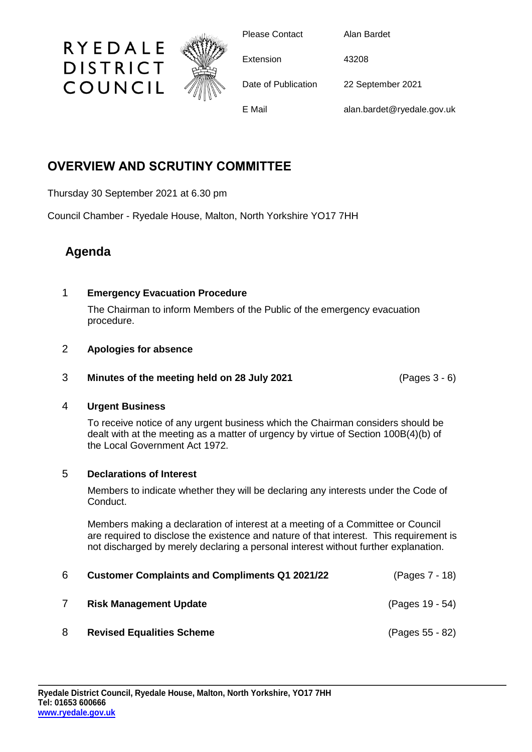RYEDALE DISTRICT COUNCIL

| | |
|---|---|
| Please Contact | Alan Bardet |
| Extension | 43208 |
| Date of Publication | 22 September 2021 |
| E Mail | alan.bardet@ryedale.gov.uk |

# OVERVIEW AND SCRUTINY COMMITTEE

Thursday 30 September 2021 at 6.30 pm

Council Chamber - Ryedale House, Malton, North Yorkshire YO17 7HH

## Agenda

1 **Emergency Evacuation Procedure**

The Chairman to inform Members of the Public of the emergency evacuation procedure.

2 **Apologies for absence**

3 **Minutes of the meeting held on 28 July 2021** (Pages 3 - 6)

4 **Urgent Business**

To receive notice of any urgent business which the Chairman considers should be dealt with at the meeting as a matter of urgency by virtue of Section 100B(4)(b) of the Local Government Act 1972.

5 **Declarations of Interest**

Members to indicate whether they will be declaring any interests under the Code of Conduct.

Members making a declaration of interest at a meeting of a Committee or Council are required to disclose the existence and nature of that interest. This requirement is not discharged by merely declaring a personal interest without further explanation.

6 **Customer Complaints and Compliments Q1 2021/22** (Pages 7 - 18)

7 **Risk Management Update** (Pages 19 - 54)

8 **Revised Equalities Scheme** (Pages 55 - 82)

**Ryedale District Council, Ryedale House, Malton, North Yorkshire, YO17 7HH**
**Tel: 01653 600666**
**www.ryedale.gov.uk**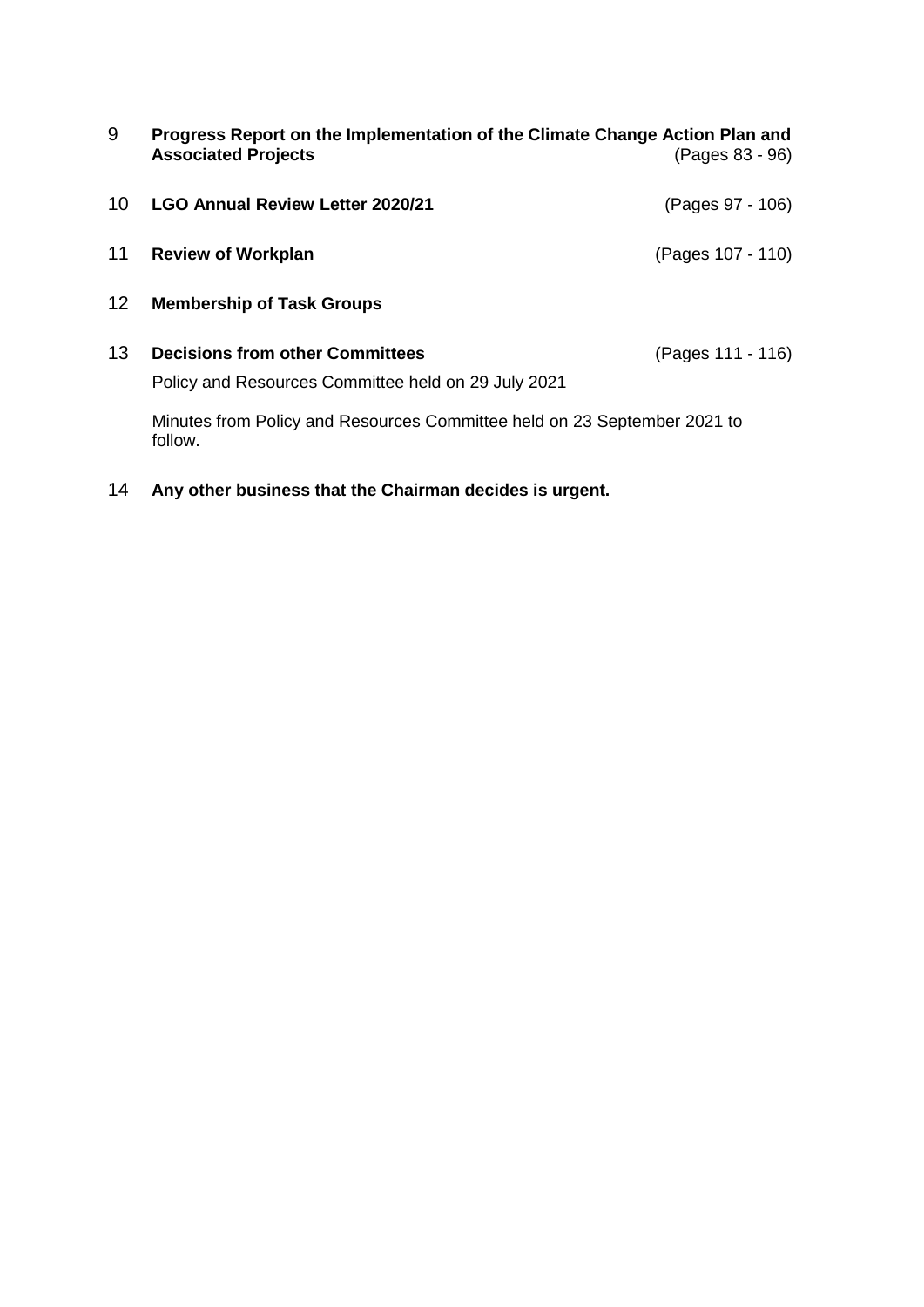9 **Progress Report on the Implementation of the Climate Change Action Plan and Associated Projects** (Pages 83 - 96)

10 **LGO Annual Review Letter 2020/21** (Pages 97 - 106)

11 **Review of Workplan** (Pages 107 - 110)

12 **Membership of Task Groups**

13 **Decisions from other Committees** (Pages 111 - 116)

Policy and Resources Committee held on 29 July 2021

Minutes from Policy and Resources Committee held on 23 September 2021 to follow.

14 **Any other business that the Chairman decides is urgent.**